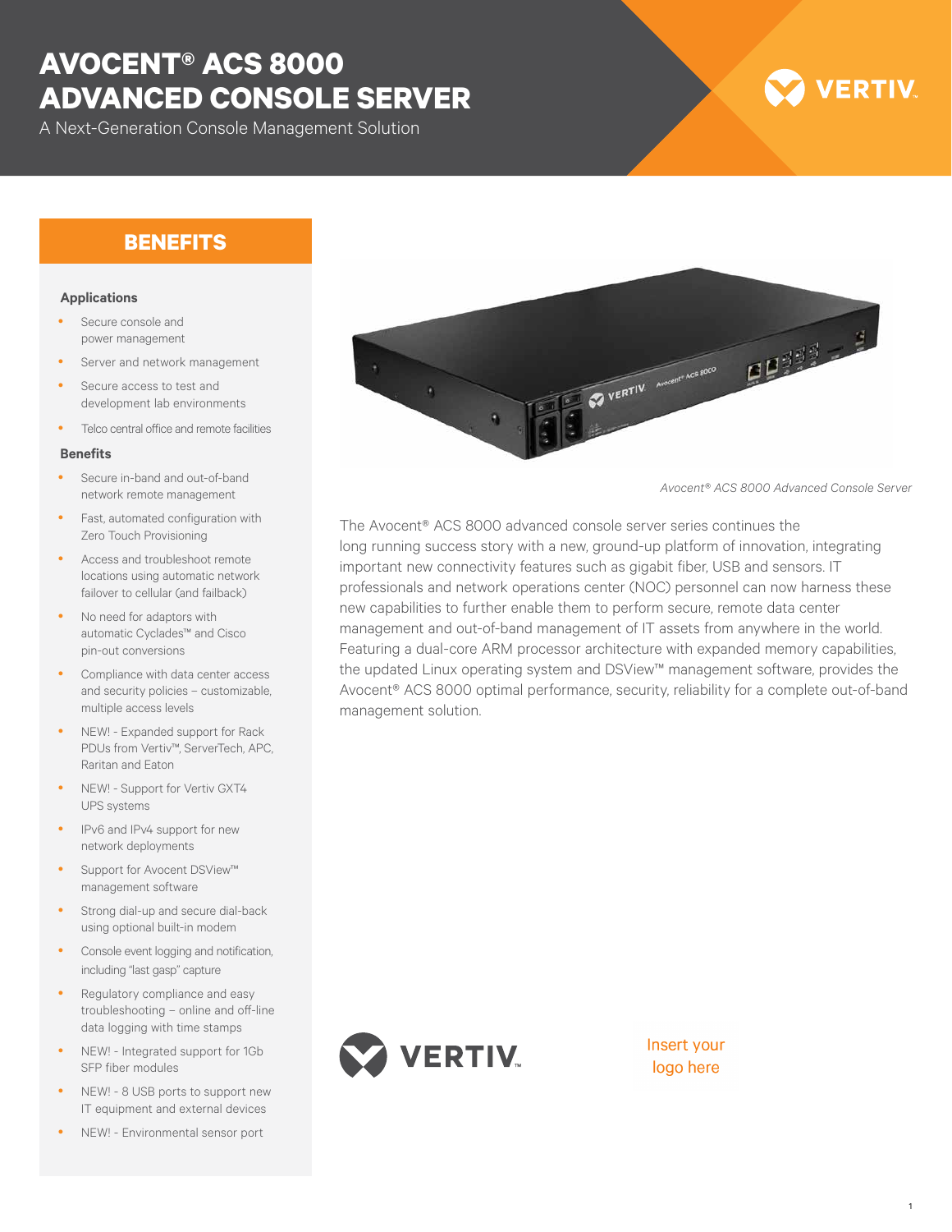# AVOCENT® ACS 8000 ADVANCED CONSOLE SERVER

A Next-Generation Console Management Solution

## BENEFITS

### Applications

- Secure console and power management
- Server and network management
- Secure access to test and development lab environments
- Telco central office and remote facilities

### Benefits

- Secure in-band and out-of-band network remote management
- Fast, automated configuration with Zero Touch Provisioning
- Access and troubleshoot remote locations using automatic network failover to cellular (and failback)
- No need for adaptors with automatic Cyclades™ and Cisco pin-out conversions
- Compliance with data center access and security policies – customizable, multiple access levels
- NEW! - Expanded support for Rack PDUs from Vertiv™, ServerTech, APC, Raritan and Eaton
- NEW! - Support for Vertiv GXT4 UPS systems
- IPv6 and IPv4 support for new network deployments
- Support for Avocent DSView™ management software
- Strong dial-up and secure dial-back using optional built-in modem
- Console event logging and notification, including "last gasp" capture
- Regulatory compliance and easy troubleshooting – online and off-line data logging with time stamps
- NEW! - Integrated support for 1Gb SFP fiber modules
- NEW! - 8 USB ports to support new IT equipment and external devices
- NEW! - Environmental sensor port

*Avocent® ACS 8000 Advanced Console Server*

The Avocent® ACS 8000 advanced console server series continues the long running success story with a new, ground-up platform of innovation, integrating important new connectivity features such as gigabit fiber, USB and sensors. IT professionals and network operations center (NOC) personnel can now harness these new capabilities to further enable them to perform secure, remote data center management and out-of-band management of IT assets from anywhere in the world. Featuring a dual-core ARM processor architecture with expanded memory capabilities, the updated Linux operating system and DSView™ management software, provides the Avocent® ACS 8000 optimal performance, security, reliability for a complete out-of-band management solution.

Insert your logo here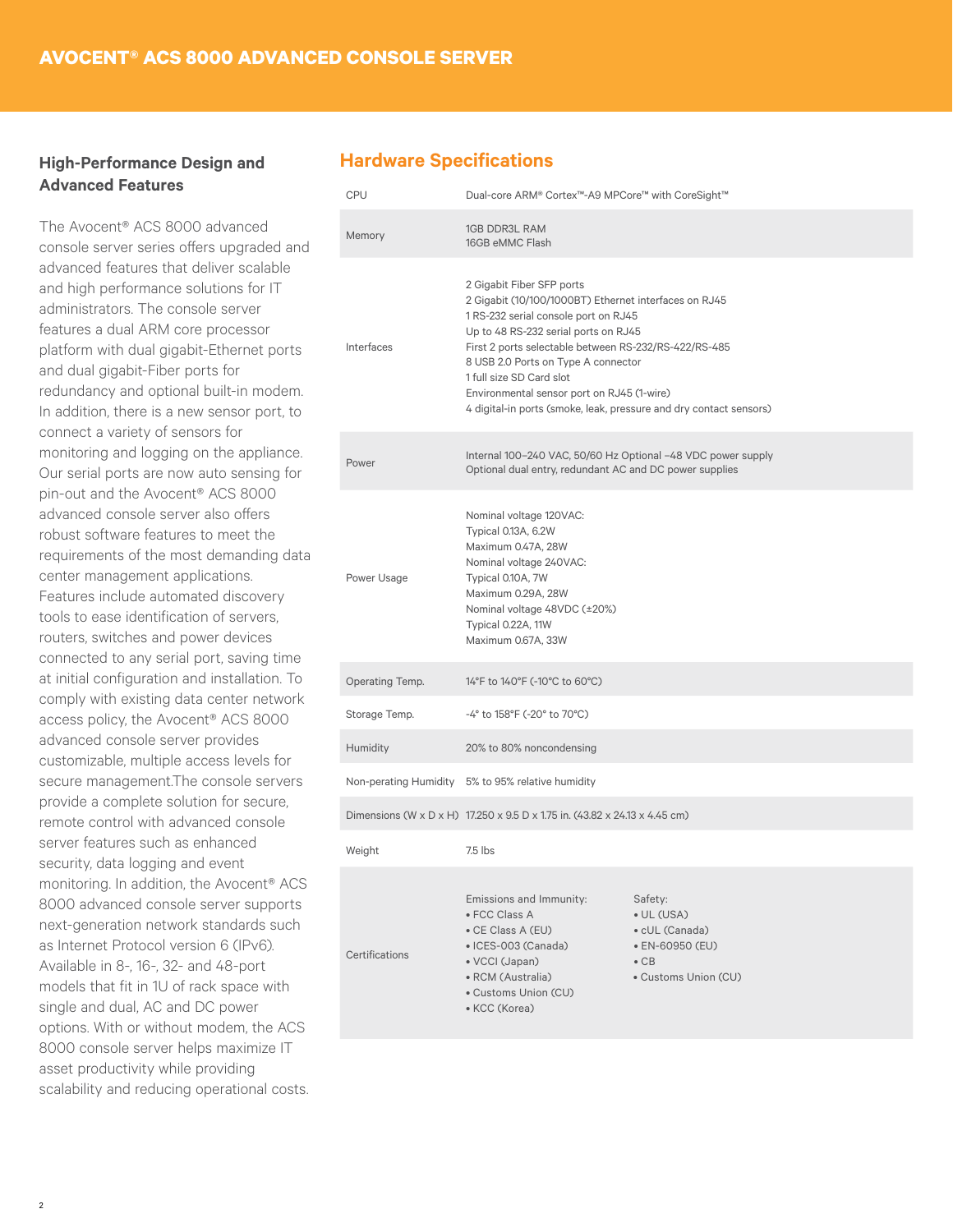# AVOCENT® ACS 8000 ADVANCED CONSOLE SERVER

## High-Performance Design and Advanced Features

The Avocent® ACS 8000 advanced console server series offers upgraded and advanced features that deliver scalable and high performance solutions for IT administrators. The console server features a dual ARM core processor platform with dual gigabit-Ethernet ports and dual gigabit-Fiber ports for redundancy and optional built-in modem. In addition, there is a new sensor port, to connect a variety of sensors for monitoring and logging on the appliance. Our serial ports are now auto sensing for pin-out and the Avocent® ACS 8000 advanced console server also offers robust software features to meet the requirements of the most demanding data center management applications. Features include automated discovery tools to ease identification of servers, routers, switches and power devices connected to any serial port, saving time at initial configuration and installation. To comply with existing data center network access policy, the Avocent® ACS 8000 advanced console server provides customizable, multiple access levels for secure management.The console servers provide a complete solution for secure, remote control with advanced console server features such as enhanced security, data logging and event monitoring. In addition, the Avocent® ACS 8000 advanced console server supports next-generation network standards such as Internet Protocol version 6 (IPv6). Available in 8-, 16-, 32- and 48-port models that fit in 1U of rack space with single and dual, AC and DC power options. With or without modem, the ACS 8000 console server helps maximize IT asset productivity while providing scalability and reducing operational costs.

## Hardware Specifications

| | |
|---|---|
| CPU | Dual-core ARM® Cortex™-A9 MPCore™ with CoreSight™ |
| Memory | 1GB DDR3L RAM<br>16GB eMMC Flash |
| Interfaces | 2 Gigabit Fiber SFP ports<br>2 Gigabit (10/100/1000BT) Ethernet interfaces on RJ45<br>1 RS-232 serial console port on RJ45<br>Up to 48 RS-232 serial ports on RJ45<br>First 2 ports selectable between RS-232/RS-422/RS-485<br>8 USB 2.0 Ports on Type A connector<br>1 full size SD Card slot<br>Environmental sensor port on RJ45 (1-wire)<br>4 digital-in ports (smoke, leak, pressure and dry contact sensors) |
| Power | Internal 100–240 VAC, 50/60 Hz Optional –48 VDC power supply<br>Optional dual entry, redundant AC and DC power supplies |
| Power Usage | Nominal voltage 120VAC:<br>Typical 0.13A, 6.2W<br>Maximum 0.47A, 28W<br>Nominal voltage 240VAC:<br>Typical 0.10A, 7W<br>Maximum 0.29A, 28W<br>Nominal voltage 48VDC (±20%)<br>Typical 0.22A, 11W<br>Maximum 0.67A, 33W |
| Operating Temp. | 14°F to 140°F (-10°C to 60°C) |
| Storage Temp. | -4° to 158°F (-20° to 70°C) |
| Humidity | 20% to 80% noncondensing |
| Non-perating Humidity | 5% to 95% relative humidity |
| Dimensions (W x D x H) | 17.250 x 9.5 D x 1.75 in. (43.82 x 24.13 x 4.45 cm) |
| Weight | 7.5 lbs |
| Certifications | Emissions and Immunity:<br>• FCC Class A<br>• CE Class A (EU)<br>• ICES-003 (Canada)<br>• VCCI (Japan)<br>• RCM (Australia)<br>• Customs Union (CU)<br>• KCC (Korea)<br><br>Safety:<br>• UL (USA)<br>• cUL (Canada)<br>• EN-60950 (EU)<br>• CB<br>• Customs Union (CU) |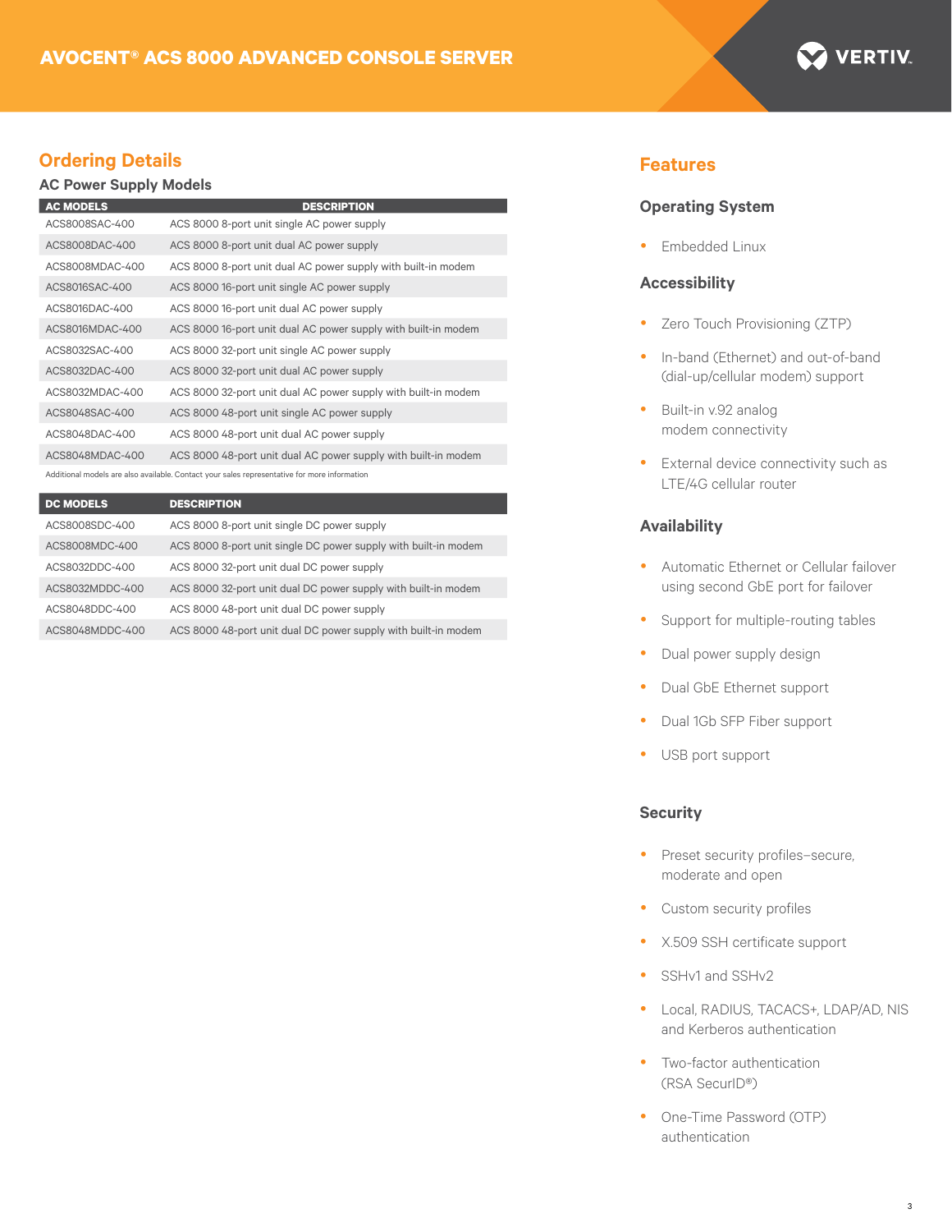# AVOCENT® ACS 8000 ADVANCED CONSOLE SERVER

## Ordering Details

### AC Power Supply Models

| AC MODELS | DESCRIPTION |
|---|---|
| ACS8008SAC-400 | ACS 8000 8-port unit single AC power supply |
| ACS8008DAC-400 | ACS 8000 8-port unit dual AC power supply |
| ACS8008MDAC-400 | ACS 8000 8-port unit dual AC power supply with built-in modem |
| ACS8016SAC-400 | ACS 8000 16-port unit single AC power supply |
| ACS8016DAC-400 | ACS 8000 16-port unit dual AC power supply |
| ACS8016MDAC-400 | ACS 8000 16-port unit dual AC power supply with built-in modem |
| ACS8032SAC-400 | ACS 8000 32-port unit single AC power supply |
| ACS8032DAC-400 | ACS 8000 32-port unit dual AC power supply |
| ACS8032MDAC-400 | ACS 8000 32-port unit dual AC power supply with built-in modem |
| ACS8048SAC-400 | ACS 8000 48-port unit single AC power supply |
| ACS8048DAC-400 | ACS 8000 48-port unit dual AC power supply |
| ACS8048MDAC-400 | ACS 8000 48-port unit dual AC power supply with built-in modem |

Additional models are also available. Contact your sales representative for more information

| DC MODELS | DESCRIPTION |
|---|---|
| ACS8008SDC-400 | ACS 8000 8-port unit single DC power supply |
| ACS8008MDC-400 | ACS 8000 8-port unit single DC power supply with built-in modem |
| ACS8032DDC-400 | ACS 8000 32-port unit dual DC power supply |
| ACS8032MDDC-400 | ACS 8000 32-port unit dual DC power supply with built-in modem |
| ACS8048DDC-400 | ACS 8000 48-port unit dual DC power supply |
| ACS8048MDDC-400 | ACS 8000 48-port unit dual DC power supply with built-in modem |

## Features

### Operating System

- Embedded Linux

### Accessibility

- Zero Touch Provisioning (ZTP)
- In-band (Ethernet) and out-of-band (dial-up/cellular modem) support
- Built-in v.92 analog modem connectivity
- External device connectivity such as LTE/4G cellular router

### Availability

- Automatic Ethernet or Cellular failover using second GbE port for failover
- Support for multiple-routing tables
- Dual power supply design
- Dual GbE Ethernet support
- Dual 1Gb SFP Fiber support
- USB port support

### Security

- Preset security profiles–secure, moderate and open
- Custom security profiles
- X.509 SSH certificate support
- SSHv1 and SSHv2
- Local, RADIUS, TACACS+, LDAP/AD, NIS and Kerberos authentication
- Two-factor authentication (RSA SecurID®)
- One-Time Password (OTP) authentication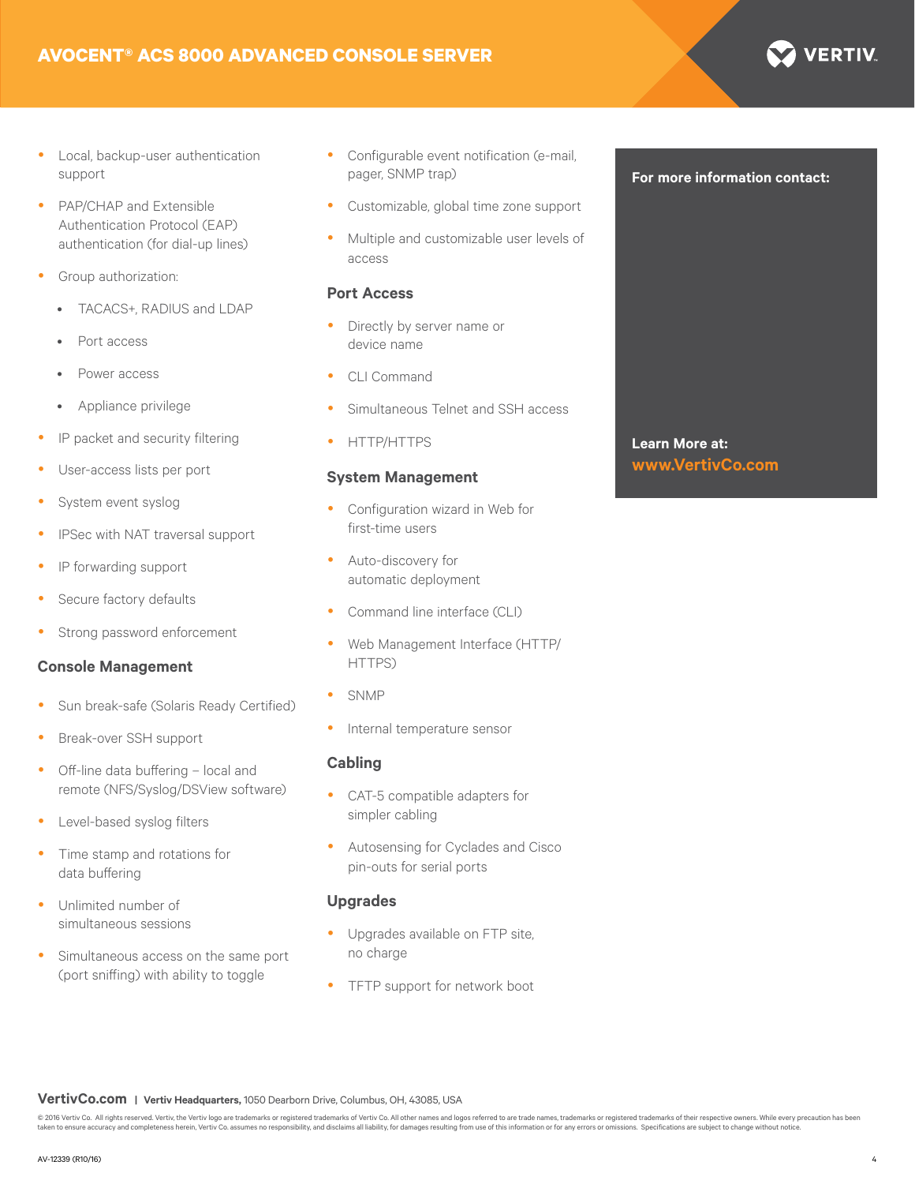- Local, backup-user authentication support
- PAP/CHAP and Extensible Authentication Protocol (EAP) authentication (for dial-up lines)
- Group authorization:
  - TACACS+, RADIUS and LDAP
  - Port access
  - Power access
  - Appliance privilege
- IP packet and security filtering
- User-access lists per port
- System event syslog
- IPSec with NAT traversal support
- IP forwarding support
- Secure factory defaults
- Strong password enforcement

### Console Management

- Sun break-safe (Solaris Ready Certified)
- Break-over SSH support
- Off-line data buffering – local and remote (NFS/Syslog/DSView software)
- Level-based syslog filters
- Time stamp and rotations for data buffering
- Unlimited number of simultaneous sessions
- Simultaneous access on the same port (port sniffing) with ability to toggle
- Configurable event notification (e-mail, pager, SNMP trap)
- Customizable, global time zone support
- Multiple and customizable user levels of access

### Port Access

- Directly by server name or device name
- CLI Command
- Simultaneous Telnet and SSH access
- HTTP/HTTPS

### System Management

- Configuration wizard in Web for first-time users
- Auto-discovery for automatic deployment
- Command line interface (CLI)
- Web Management Interface (HTTP/HTTPS)
- SNMP
- Internal temperature sensor

### Cabling

- CAT-5 compatible adapters for simpler cabling
- Autosensing for Cyclades and Cisco pin-outs for serial ports

### Upgrades

- Upgrades available on FTP site, no charge
- TFTP support for network boot

**For more information contact:**

**Learn More at:**
**www.VertivCo.com**

**VertivCo.com** | **Vertiv Headquarters,** 1050 Dearborn Drive, Columbus, OH, 43085, USA

© 2016 Vertiv Co. All rights reserved. Vertiv, the Vertiv logo are trademarks or registered trademarks of Vertiv Co. All other names and logos referred to are trade names, trademarks or registered trademarks of their respective owners. While every precaution has been taken to ensure accuracy and completeness herein, Vertiv Co. assumes no responsibility, and disclaims all liability, for damages resulting from use of this information or for any errors or omissions. Specifications are subject to change without notice.

AV-12339 (R10/16)